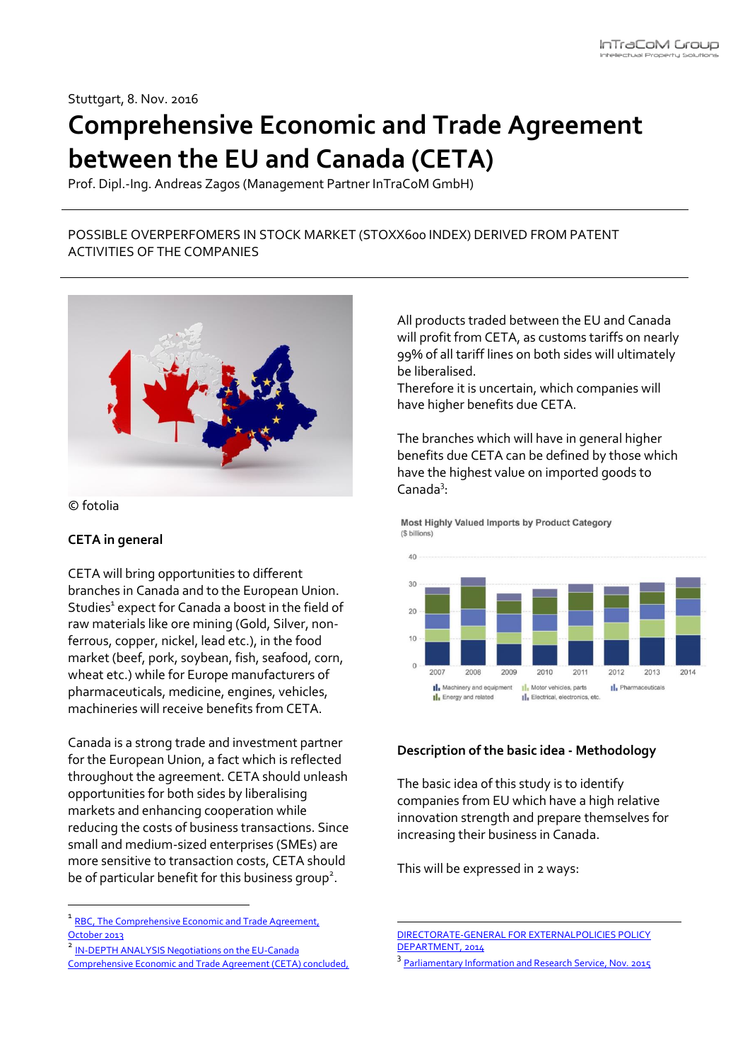Stuttgart, 8. Nov. 2016

# Comprehensive Economic and Trade Agreement between the EU and Canada (CETA)

Prof. Dipl.-Ing. Andreas Zagos (Management Partner InTraCoM GmbH)

POSSIBLE OVERPERFOMERS IN STOCK MARKET (STOXX600 INDEX) DERIVED FROM PATENT ACTIVITIES OF THE COMPANIES

© fotolia

### CETA in general

CETA will bring opportunities to different branches in Canada and to the European Union. Studies[1] expect for Canada a boost in the field of raw materials like ore mining (Gold, Silver, non-ferrous, copper, nickel, lead etc.), in the food market (beef, pork, soybean, fish, seafood, corn, wheat etc.) while for Europe manufacturers of pharmaceuticals, medicine, engines, vehicles, machineries will receive benefits from CETA.

Canada is a strong trade and investment partner for the European Union, a fact which is reflected throughout the agreement. CETA should unleash opportunities for both sides by liberalising markets and enhancing cooperation while reducing the costs of business transactions. Since small and medium-sized enterprises (SMEs) are more sensitive to transaction costs, CETA should be of particular benefit for this business group[2].

All products traded between the EU and Canada will profit from CETA, as customs tariffs on nearly 99% of all tariff lines on both sides will ultimately be liberalised.
Therefore it is uncertain, which companies will have higher benefits due CETA.

The branches which will have in general higher benefits due CETA can be defined by those which have the highest value on imported goods to Canada[3]:

Most Highly Valued Imports by Product Category
($ billions)

Legend: Machinery and equipment; Motor vehicles, parts; Pharmaceuticals; Energy and related; Electrical, electronics, etc.

### Description of the basic idea - Methodology

The basic idea of this study is to identify companies from EU which have a high relative innovation strength and prepare themselves for increasing their business in Canada.

This will be expressed in 2 ways:

---

[1] RBC, The Comprehensive Economic and Trade Agreement, October 2013

[2] IN-DEPTH ANALYSIS Negotiations on the EU-Canada Comprehensive Economic and Trade Agreement (CETA) concluded, DIRECTORATE-GENERAL FOR EXTERNALPOLICIES POLICY DEPARTMENT, 2014

[3] Parliamentary Information and Research Service, Nov. 2015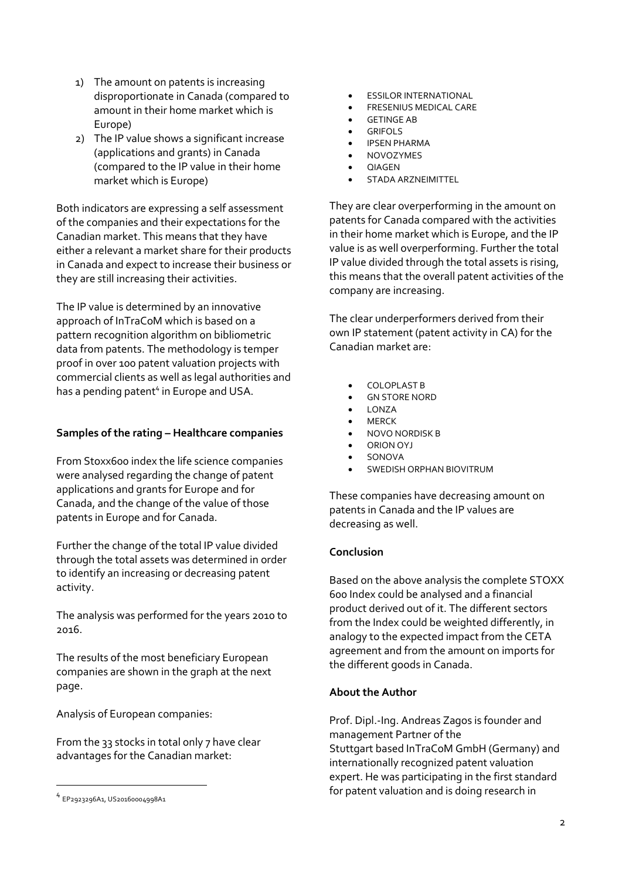1) The amount on patents is increasing disproportionate in Canada (compared to amount in their home market which is Europe)
2) The IP value shows a significant increase (applications and grants) in Canada (compared to the IP value in their home market which is Europe)

Both indicators are expressing a self assessment of the companies and their expectations for the Canadian market. This means that they have either a relevant a market share for their products in Canada and expect to increase their business or they are still increasing their activities.

The IP value is determined by an innovative approach of InTraCoM which is based on a pattern recognition algorithm on bibliometric data from patents. The methodology is temper proof in over 100 patent valuation projects with commercial clients as well as legal authorities and has a pending patent[4] in Europe and USA.

**Samples of the rating – Healthcare companies**

From Stoxx600 index the life science companies were analysed regarding the change of patent applications and grants for Europe and for Canada, and the change of the value of those patents in Europe and for Canada.

Further the change of the total IP value divided through the total assets was determined in order to identify an increasing or decreasing patent activity.

The analysis was performed for the years 2010 to 2016.

The results of the most beneficiary European companies are shown in the graph at the next page.

Analysis of European companies:

From the 33 stocks in total only 7 have clear advantages for the Canadian market:

- ESSILOR INTERNATIONAL
- FRESENIUS MEDICAL CARE
- GETINGE AB
- GRIFOLS
- IPSEN PHARMA
- NOVOZYMES
- QIAGEN
- STADA ARZNEIMITTEL

They are clear overperforming in the amount on patents for Canada compared with the activities in their home market which is Europe, and the IP value is as well overperforming. Further the total IP value divided through the total assets is rising, this means that the overall patent activities of the company are increasing.

The clear underperformers derived from their own IP statement (patent activity in CA) for the Canadian market are:

- COLOPLAST B
- GN STORE NORD
- LONZA
- MERCK
- NOVO NORDISK B
- ORION OYJ
- SONOVA
- SWEDISH ORPHAN BIOVITRUM

These companies have decreasing amount on patents in Canada and the IP values are decreasing as well.

**Conclusion**

Based on the above analysis the complete STOXX 600 Index could be analysed and a financial product derived out of it. The different sectors from the Index could be weighted differently, in analogy to the expected impact from the CETA agreement and from the amount on imports for the different goods in Canada.

**About the Author**

Prof. Dipl.-Ing. Andreas Zagos is founder and management Partner of the Stuttgart based InTraCoM GmbH (Germany) and internationally recognized patent valuation expert. He was participating in the first standard for patent valuation and is doing research in

[4] EP2923296A1, US20160004998A1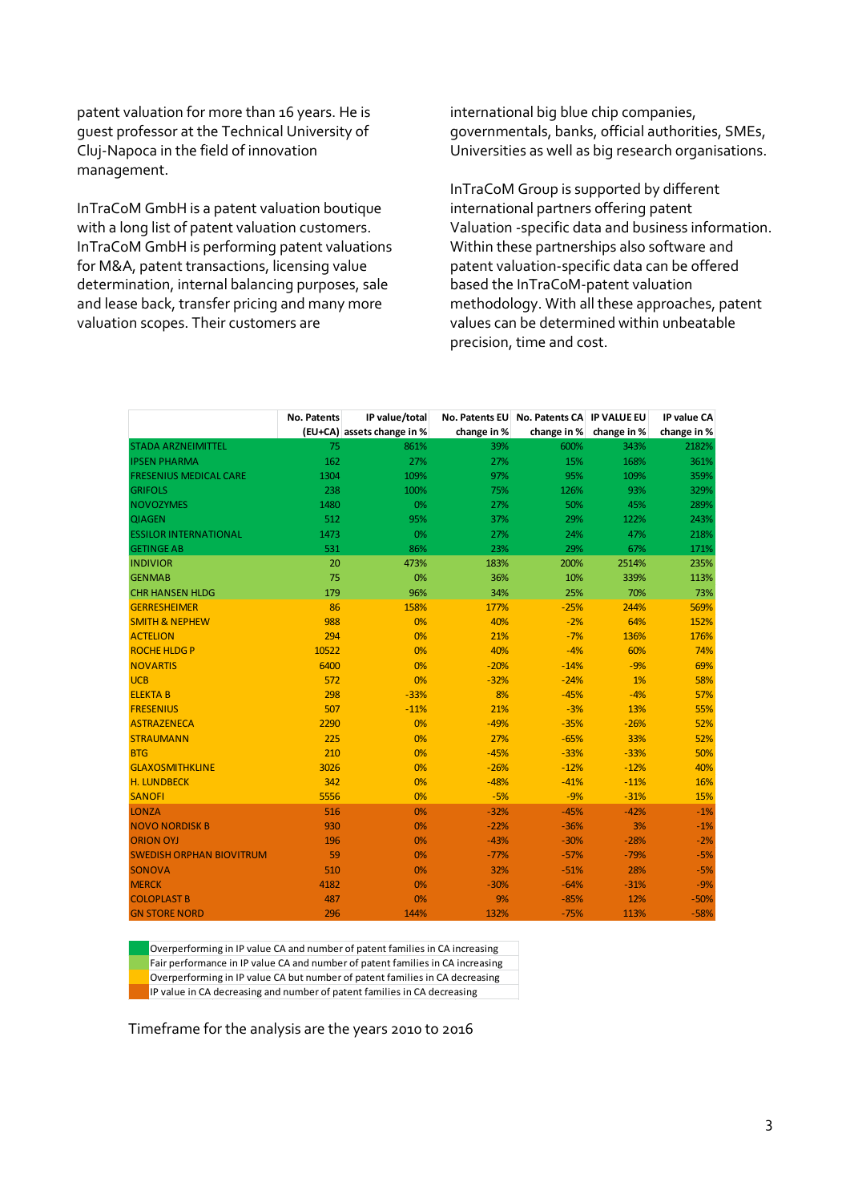patent valuation for more than 16 years. He is guest professor at the Technical University of Cluj-Napoca in the field of innovation management.

InTraCoM GmbH is a patent valuation boutique with a long list of patent valuation customers. InTraCoM GmbH is performing patent valuations for M&A, patent transactions, licensing value determination, internal balancing purposes, sale and lease back, transfer pricing and many more valuation scopes. Their customers are international big blue chip companies, governmentals, banks, official authorities, SMEs, Universities as well as big research organisations.

InTraCoM Group is supported by different international partners offering patent Valuation -specific data and business information. Within these partnerships also software and patent valuation-specific data can be offered based the InTraCoM-patent valuation methodology. With all these approaches, patent values can be determined within unbeatable precision, time and cost.

| | No. Patents (EU+CA) | IP value/total assets change in % | No. Patents EU change in % | No. Patents CA change in % | IP VALUE EU change in % | IP value CA change in % |
|---|---|---|---|---|---|---|
| STADA ARZNEIMITTEL | 75 | 861% | 39% | 600% | 343% | 2182% |
| IPSEN PHARMA | 162 | 27% | 27% | 15% | 168% | 361% |
| FRESENIUS MEDICAL CARE | 1304 | 109% | 97% | 95% | 109% | 359% |
| GRIFOLS | 238 | 100% | 75% | 126% | 93% | 329% |
| NOVOZYMES | 1480 | 0% | 27% | 50% | 45% | 289% |
| QIAGEN | 512 | 95% | 37% | 29% | 122% | 243% |
| ESSILOR INTERNATIONAL | 1473 | 0% | 27% | 24% | 47% | 218% |
| GETINGE AB | 531 | 86% | 23% | 29% | 67% | 171% |
| INDIVIOR | 20 | 473% | 183% | 200% | 2514% | 235% |
| GENMAB | 75 | 0% | 36% | 10% | 339% | 113% |
| CHR HANSEN HLDG | 179 | 96% | 34% | 25% | 70% | 73% |
| GERRESHEIMER | 86 | 158% | 177% | -25% | 244% | 569% |
| SMITH & NEPHEW | 988 | 0% | 40% | -2% | 64% | 152% |
| ACTELION | 294 | 0% | 21% | -7% | 136% | 176% |
| ROCHE HLDG P | 10522 | 0% | 40% | -4% | 60% | 74% |
| NOVARTIS | 6400 | 0% | -20% | -14% | -9% | 69% |
| UCB | 572 | 0% | -32% | -24% | 1% | 58% |
| ELEKTA B | 298 | -33% | 8% | -45% | -4% | 57% |
| FRESENIUS | 507 | -11% | 21% | -3% | 13% | 55% |
| ASTRAZENECA | 2290 | 0% | -49% | -35% | -26% | 52% |
| STRAUMANN | 225 | 0% | 27% | -65% | 33% | 52% |
| BTG | 210 | 0% | -45% | -33% | -33% | 50% |
| GLAXOSMITHKLINE | 3026 | 0% | -26% | -12% | -12% | 40% |
| H. LUNDBECK | 342 | 0% | -48% | -41% | -11% | 16% |
| SANOFI | 5556 | 0% | -5% | -9% | -31% | 15% |
| LONZA | 516 | 0% | -32% | -45% | -42% | -1% |
| NOVO NORDISK B | 930 | 0% | -22% | -36% | 3% | -1% |
| ORION OYJ | 196 | 0% | -43% | -30% | -28% | -2% |
| SWEDISH ORPHAN BIOVITRUM | 59 | 0% | -77% | -57% | -79% | -5% |
| SONOVA | 510 | 0% | 32% | -51% | 28% | -5% |
| MERCK | 4182 | 0% | -30% | -64% | -31% | -9% |
| COLOPLAST B | 487 | 0% | 9% | -85% | 12% | -50% |
| GN STORE NORD | 296 | 144% | 132% | -75% | 113% | -58% |

- Overperforming in IP value CA and number of patent families in CA increasing
- Fair performance in IP value CA and number of patent families in CA increasing
- Overperforming in IP value CA but number of patent families in CA decreasing
- IP value in CA decreasing and number of patent families in CA decreasing

Timeframe for the analysis are the years 2010 to 2016